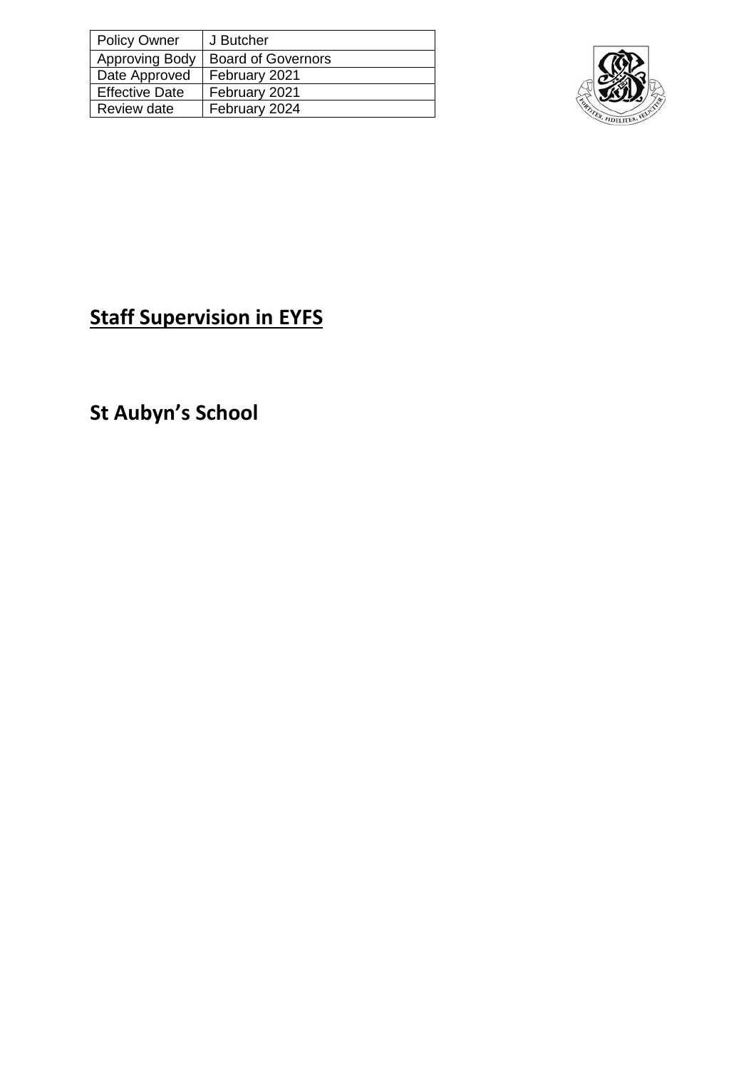| Policy Owner | J Butcher |
| --- | --- |
| Approving Body | Board of Governors |
| Date Approved | February 2021 |
| Effective Date | February 2021 |
| Review date | February 2024 |

# Staff Supervision in EYFS

## St Aubyn's School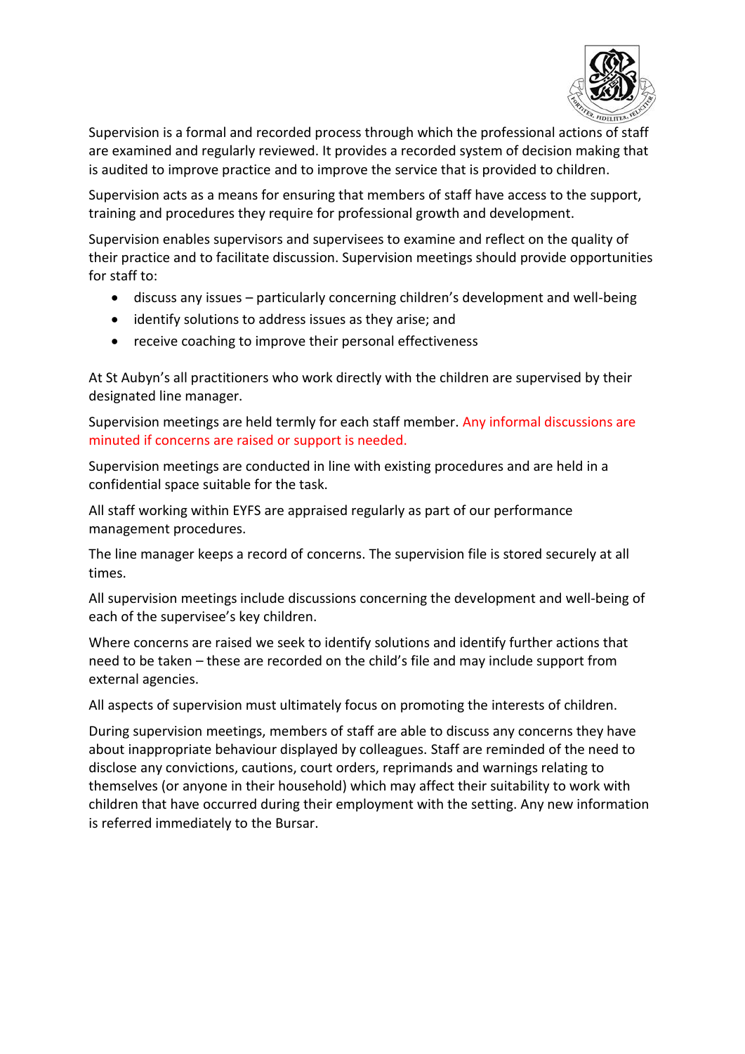Supervision is a formal and recorded process through which the professional actions of staff are examined and regularly reviewed. It provides a recorded system of decision making that is audited to improve practice and to improve the service that is provided to children.

Supervision acts as a means for ensuring that members of staff have access to the support, training and procedures they require for professional growth and development.

Supervision enables supervisors and supervisees to examine and reflect on the quality of their practice and to facilitate discussion. Supervision meetings should provide opportunities for staff to:

- discuss any issues – particularly concerning children's development and well-being
- identify solutions to address issues as they arise; and
- receive coaching to improve their personal effectiveness

At St Aubyn's all practitioners who work directly with the children are supervised by their designated line manager.

Supervision meetings are held termly for each staff member. Any informal discussions are minuted if concerns are raised or support is needed.

Supervision meetings are conducted in line with existing procedures and are held in a confidential space suitable for the task.

All staff working within EYFS are appraised regularly as part of our performance management procedures.

The line manager keeps a record of concerns. The supervision file is stored securely at all times.

All supervision meetings include discussions concerning the development and well-being of each of the supervisee's key children.

Where concerns are raised we seek to identify solutions and identify further actions that need to be taken – these are recorded on the child's file and may include support from external agencies.

All aspects of supervision must ultimately focus on promoting the interests of children.

During supervision meetings, members of staff are able to discuss any concerns they have about inappropriate behaviour displayed by colleagues. Staff are reminded of the need to disclose any convictions, cautions, court orders, reprimands and warnings relating to themselves (or anyone in their household) which may affect their suitability to work with children that have occurred during their employment with the setting. Any new information is referred immediately to the Bursar.